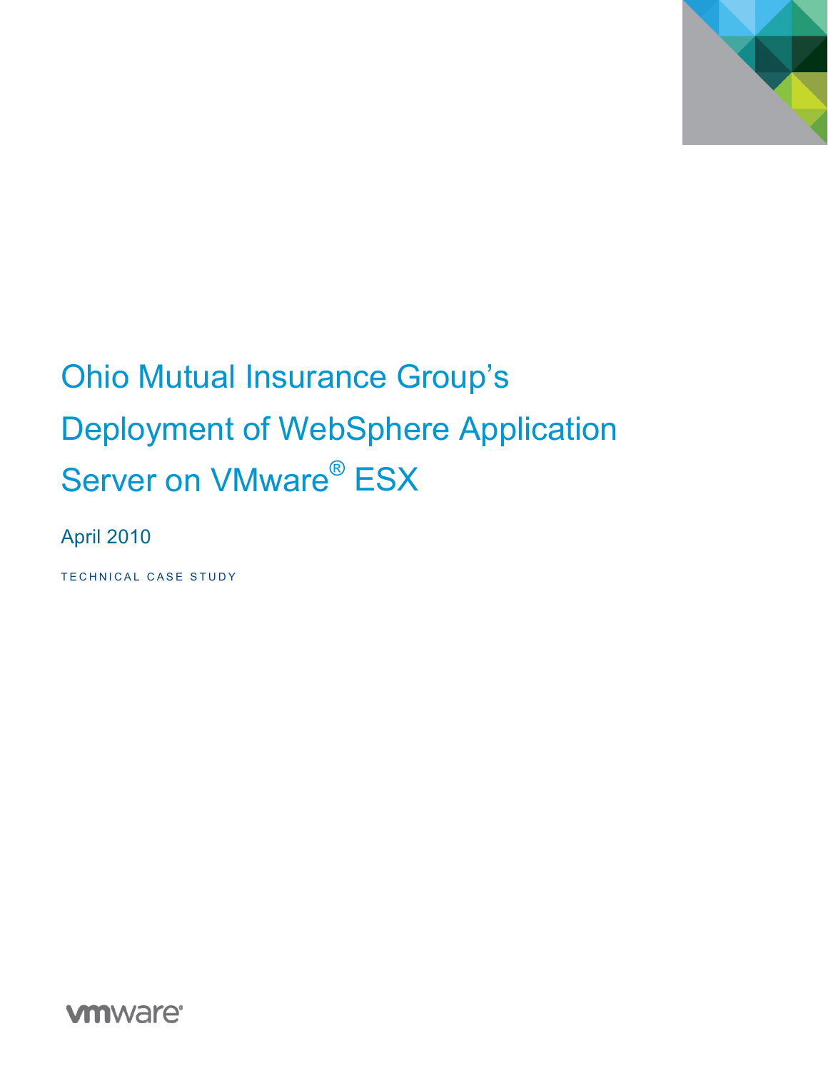# Ohio Mutual Insurance Group's Deployment of WebSphere Application Server on VMware® ESX

April 2010

TECHNICAL CASE STUDY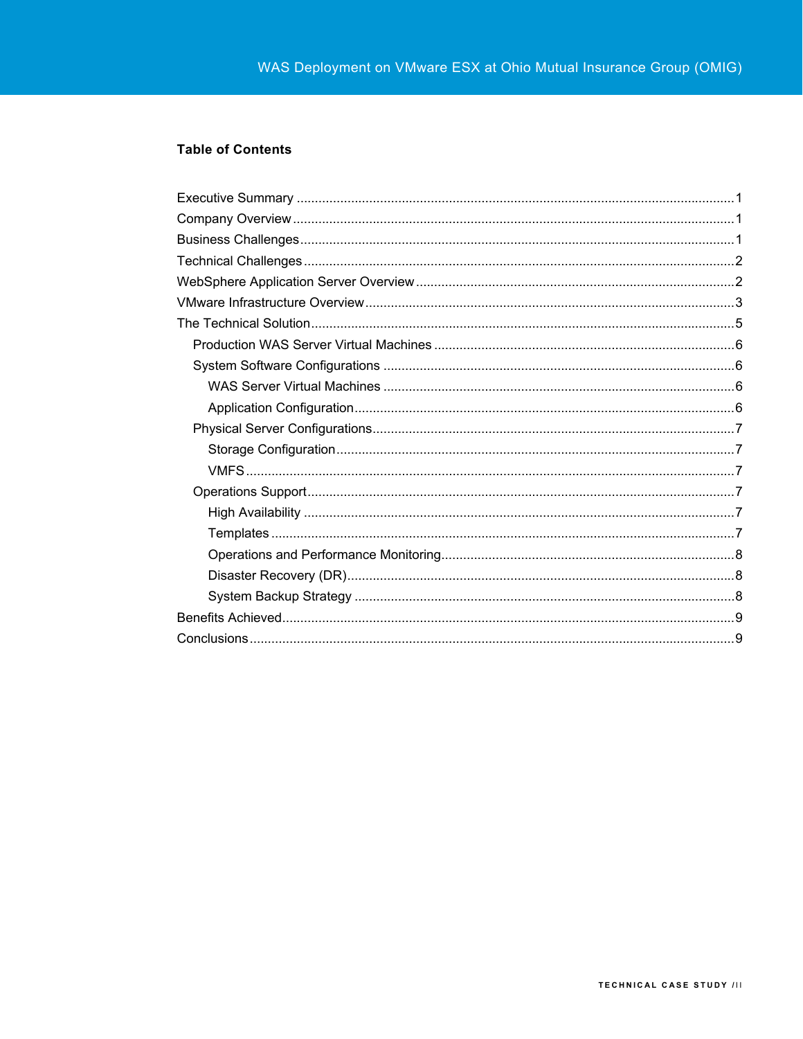**Table of Contents**

- Executive Summary ........................................................ 1
- Company Overview ........................................................ 1
- Business Challenges ........................................................ 1
- Technical Challenges ........................................................ 2
- WebSphere Application Server Overview ........................................................ 2
- VMware Infrastructure Overview ........................................................ 3
- The Technical Solution ........................................................ 5
  - Production WAS Server Virtual Machines ........................................................ 6
  - System Software Configurations ........................................................ 6
    - WAS Server Virtual Machines ........................................................ 6
    - Application Configuration ........................................................ 6
  - Physical Server Configurations ........................................................ 7
    - Storage Configuration ........................................................ 7
    - VMFS ........................................................ 7
  - Operations Support ........................................................ 7
    - High Availability ........................................................ 7
    - Templates ........................................................ 7
    - Operations and Performance Monitoring ........................................................ 8
    - Disaster Recovery (DR) ........................................................ 8
    - System Backup Strategy ........................................................ 8
- Benefits Achieved ........................................................ 9
- Conclusions ........................................................ 9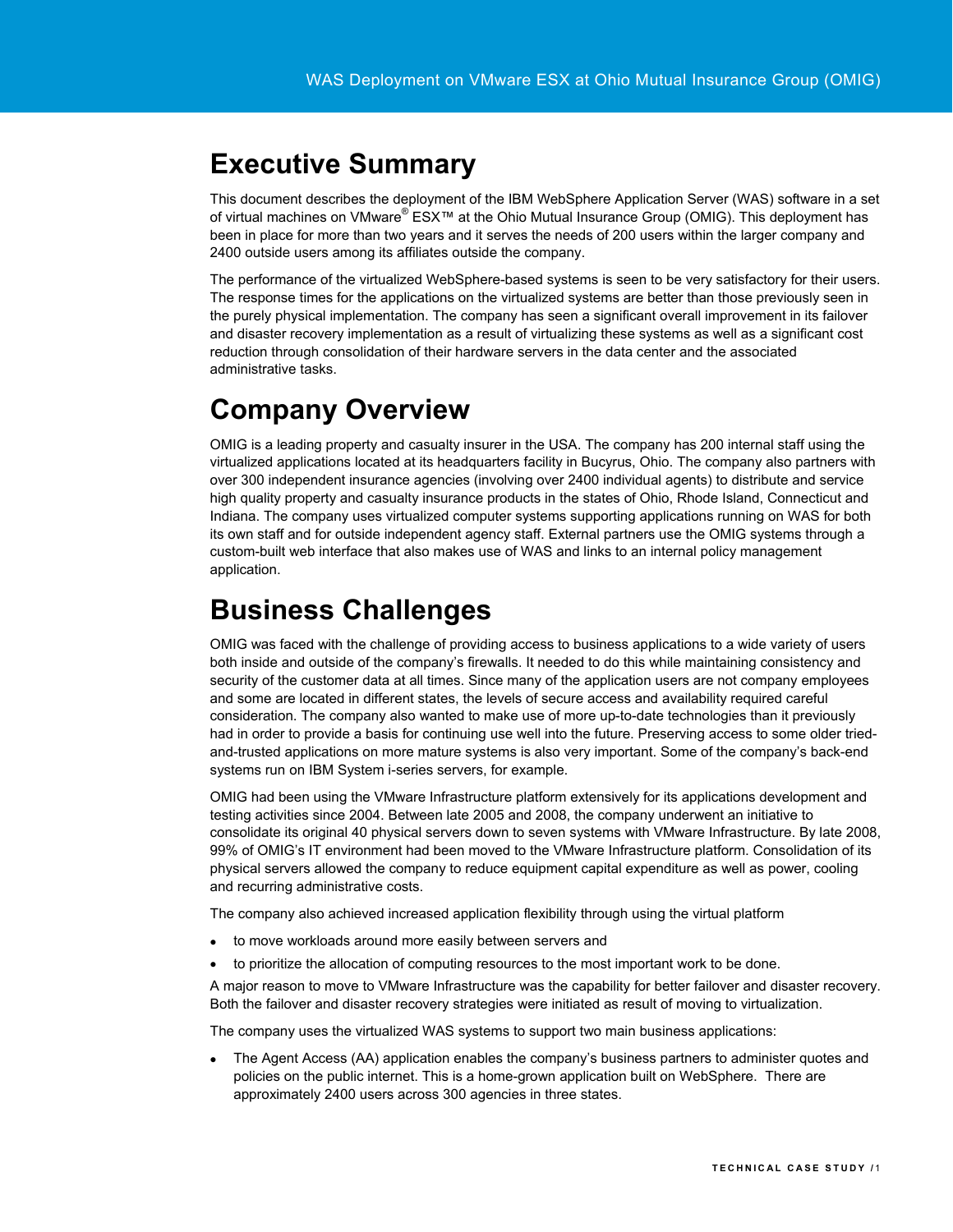# Executive Summary

This document describes the deployment of the IBM WebSphere Application Server (WAS) software in a set of virtual machines on VMware® ESX™ at the Ohio Mutual Insurance Group (OMIG). This deployment has been in place for more than two years and it serves the needs of 200 users within the larger company and 2400 outside users among its affiliates outside the company.

The performance of the virtualized WebSphere-based systems is seen to be very satisfactory for their users. The response times for the applications on the virtualized systems are better than those previously seen in the purely physical implementation. The company has seen a significant overall improvement in its failover and disaster recovery implementation as a result of virtualizing these systems as well as a significant cost reduction through consolidation of their hardware servers in the data center and the associated administrative tasks.

# Company Overview

OMIG is a leading property and casualty insurer in the USA. The company has 200 internal staff using the virtualized applications located at its headquarters facility in Bucyrus, Ohio. The company also partners with over 300 independent insurance agencies (involving over 2400 individual agents) to distribute and service high quality property and casualty insurance products in the states of Ohio, Rhode Island, Connecticut and Indiana. The company uses virtualized computer systems supporting applications running on WAS for both its own staff and for outside independent agency staff. External partners use the OMIG systems through a custom-built web interface that also makes use of WAS and links to an internal policy management application.

# Business Challenges

OMIG was faced with the challenge of providing access to business applications to a wide variety of users both inside and outside of the company's firewalls. It needed to do this while maintaining consistency and security of the customer data at all times. Since many of the application users are not company employees and some are located in different states, the levels of secure access and availability required careful consideration. The company also wanted to make use of more up-to-date technologies than it previously had in order to provide a basis for continuing use well into the future. Preserving access to some older tried-and-trusted applications on more mature systems is also very important. Some of the company's back-end systems run on IBM System i-series servers, for example.

OMIG had been using the VMware Infrastructure platform extensively for its applications development and testing activities since 2004. Between late 2005 and 2008, the company underwent an initiative to consolidate its original 40 physical servers down to seven systems with VMware Infrastructure. By late 2008, 99% of OMIG's IT environment had been moved to the VMware Infrastructure platform. Consolidation of its physical servers allowed the company to reduce equipment capital expenditure as well as power, cooling and recurring administrative costs.

The company also achieved increased application flexibility through using the virtual platform

- to move workloads around more easily between servers and
- to prioritize the allocation of computing resources to the most important work to be done.

A major reason to move to VMware Infrastructure was the capability for better failover and disaster recovery. Both the failover and disaster recovery strategies were initiated as result of moving to virtualization.

The company uses the virtualized WAS systems to support two main business applications:

- The Agent Access (AA) application enables the company's business partners to administer quotes and policies on the public internet. This is a home-grown application built on WebSphere. There are approximately 2400 users across 300 agencies in three states.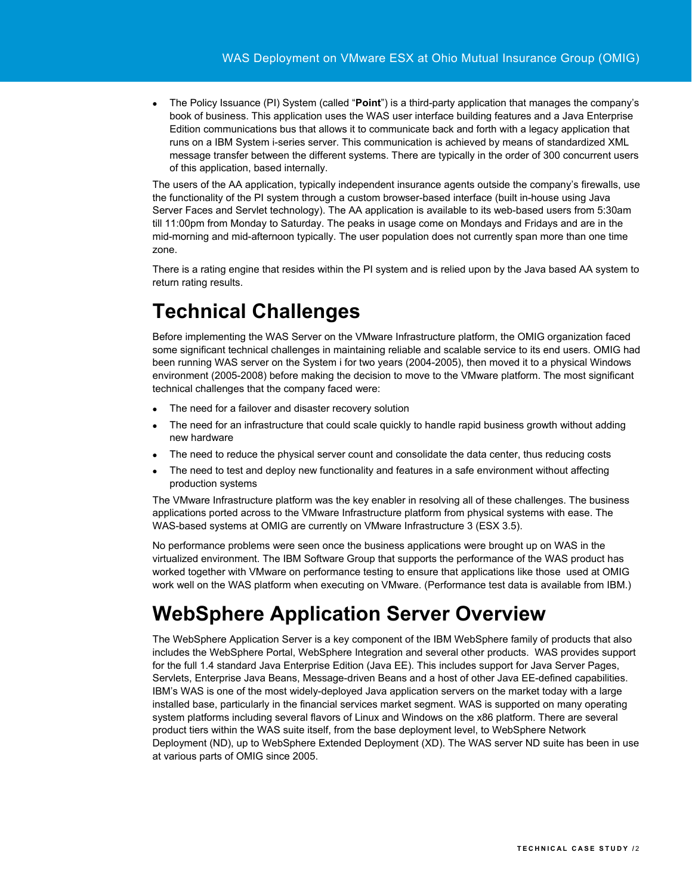- The Policy Issuance (PI) System (called "**Point**") is a third-party application that manages the company's book of business. This application uses the WAS user interface building features and a Java Enterprise Edition communications bus that allows it to communicate back and forth with a legacy application that runs on a IBM System i-series server. This communication is achieved by means of standardized XML message transfer between the different systems. There are typically in the order of 300 concurrent users of this application, based internally.

The users of the AA application, typically independent insurance agents outside the company's firewalls, use the functionality of the PI system through a custom browser-based interface (built in-house using Java Server Faces and Servlet technology). The AA application is available to its web-based users from 5:30am till 11:00pm from Monday to Saturday. The peaks in usage come on Mondays and Fridays and are in the mid-morning and mid-afternoon typically. The user population does not currently span more than one time zone.

There is a rating engine that resides within the PI system and is relied upon by the Java based AA system to return rating results.

# Technical Challenges

Before implementing the WAS Server on the VMware Infrastructure platform, the OMIG organization faced some significant technical challenges in maintaining reliable and scalable service to its end users. OMIG had been running WAS server on the System i for two years (2004-2005), then moved it to a physical Windows environment (2005-2008) before making the decision to move to the VMware platform. The most significant technical challenges that the company faced were:

- The need for a failover and disaster recovery solution
- The need for an infrastructure that could scale quickly to handle rapid business growth without adding new hardware
- The need to reduce the physical server count and consolidate the data center, thus reducing costs
- The need to test and deploy new functionality and features in a safe environment without affecting production systems

The VMware Infrastructure platform was the key enabler in resolving all of these challenges. The business applications ported across to the VMware Infrastructure platform from physical systems with ease. The WAS-based systems at OMIG are currently on VMware Infrastructure 3 (ESX 3.5).

No performance problems were seen once the business applications were brought up on WAS in the virtualized environment. The IBM Software Group that supports the performance of the WAS product has worked together with VMware on performance testing to ensure that applications like those used at OMIG work well on the WAS platform when executing on VMware. (Performance test data is available from IBM.)

# WebSphere Application Server Overview

The WebSphere Application Server is a key component of the IBM WebSphere family of products that also includes the WebSphere Portal, WebSphere Integration and several other products. WAS provides support for the full 1.4 standard Java Enterprise Edition (Java EE). This includes support for Java Server Pages, Servlets, Enterprise Java Beans, Message-driven Beans and a host of other Java EE-defined capabilities. IBM's WAS is one of the most widely-deployed Java application servers on the market today with a large installed base, particularly in the financial services market segment. WAS is supported on many operating system platforms including several flavors of Linux and Windows on the x86 platform. There are several product tiers within the WAS suite itself, from the base deployment level, to WebSphere Network Deployment (ND), up to WebSphere Extended Deployment (XD). The WAS server ND suite has been in use at various parts of OMIG since 2005.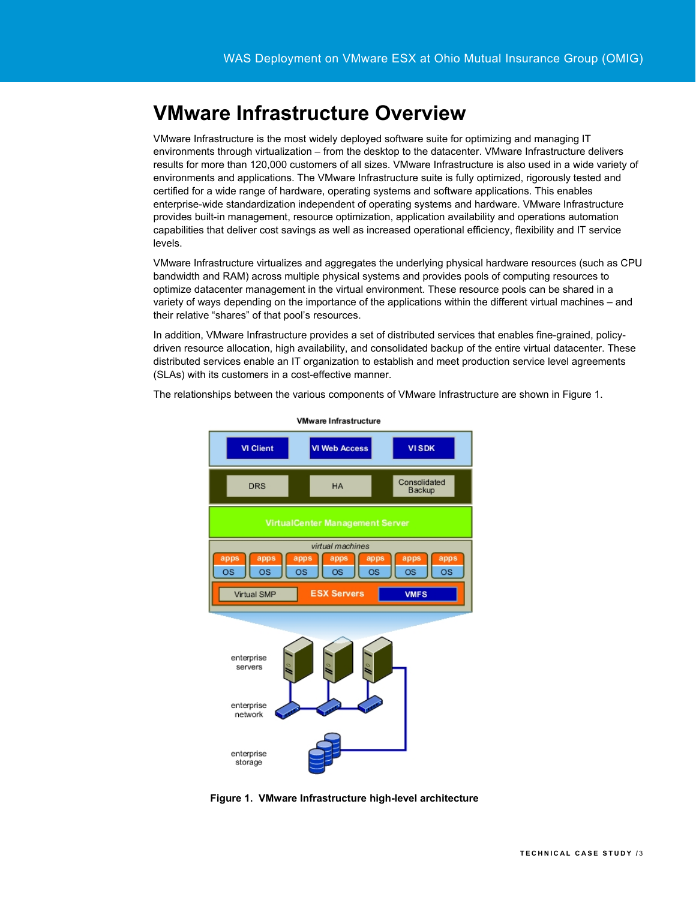# VMware Infrastructure Overview

VMware Infrastructure is the most widely deployed software suite for optimizing and managing IT environments through virtualization – from the desktop to the datacenter. VMware Infrastructure delivers results for more than 120,000 customers of all sizes. VMware Infrastructure is also used in a wide variety of environments and applications. The VMware Infrastructure suite is fully optimized, rigorously tested and certified for a wide range of hardware, operating systems and software applications. This enables enterprise-wide standardization independent of operating systems and hardware. VMware Infrastructure provides built-in management, resource optimization, application availability and operations automation capabilities that deliver cost savings as well as increased operational efficiency, flexibility and IT service levels.

VMware Infrastructure virtualizes and aggregates the underlying physical hardware resources (such as CPU bandwidth and RAM) across multiple physical systems and provides pools of computing resources to optimize datacenter management in the virtual environment. These resource pools can be shared in a variety of ways depending on the importance of the applications within the different virtual machines – and their relative "shares" of that pool's resources.

In addition, VMware Infrastructure provides a set of distributed services that enables fine-grained, policy-driven resource allocation, high availability, and consolidated backup of the entire virtual datacenter. These distributed services enable an IT organization to establish and meet production service level agreements (SLAs) with its customers in a cost-effective manner.

The relationships between the various components of VMware Infrastructure are shown in Figure 1.

**Figure 1. VMware Infrastructure high-level architecture**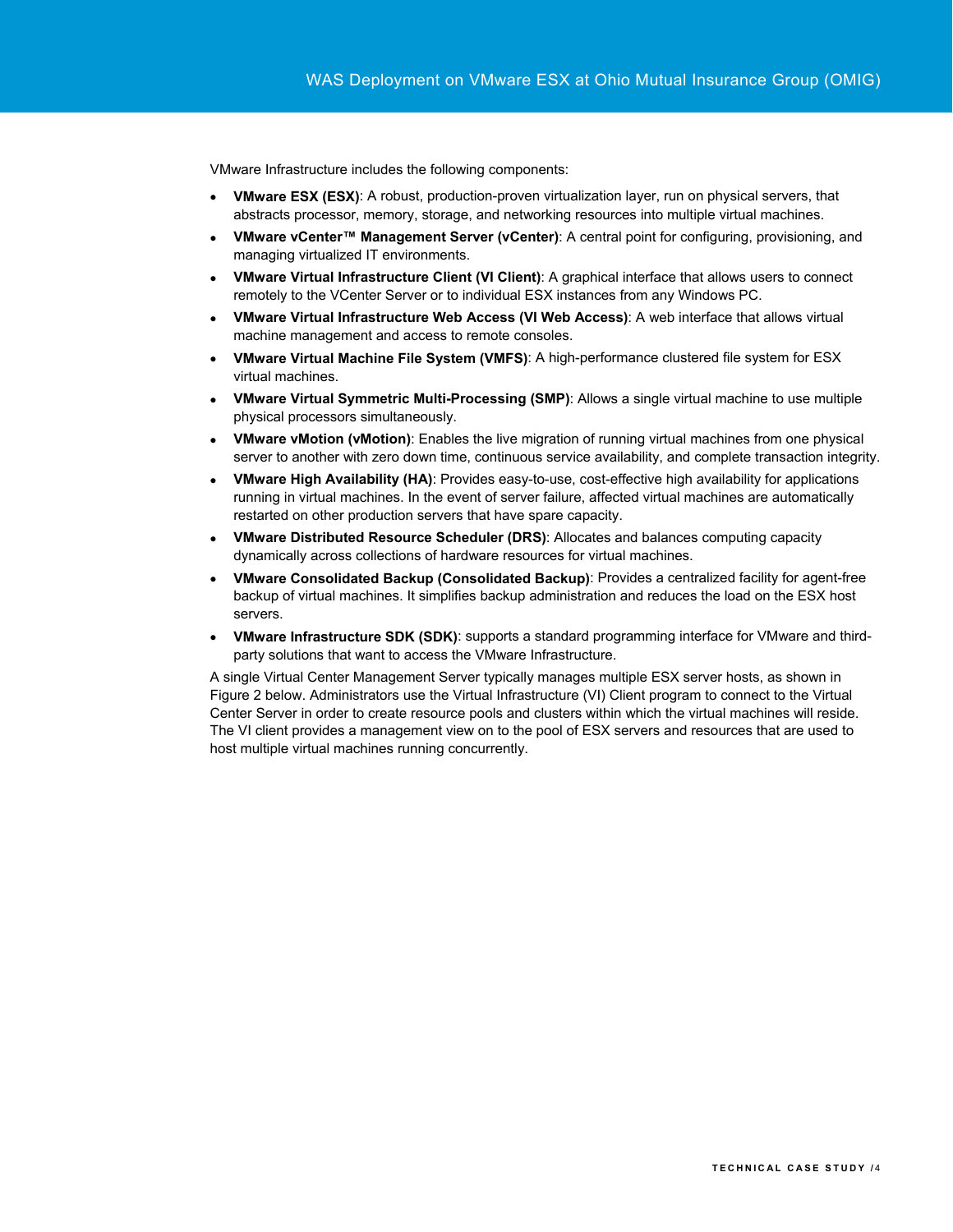VMware Infrastructure includes the following components:

- **VMware ESX (ESX)**: A robust, production-proven virtualization layer, run on physical servers, that abstracts processor, memory, storage, and networking resources into multiple virtual machines.
- **VMware vCenter™ Management Server (vCenter)**: A central point for configuring, provisioning, and managing virtualized IT environments.
- **VMware Virtual Infrastructure Client (VI Client)**: A graphical interface that allows users to connect remotely to the VCenter Server or to individual ESX instances from any Windows PC.
- **VMware Virtual Infrastructure Web Access (VI Web Access)**: A web interface that allows virtual machine management and access to remote consoles.
- **VMware Virtual Machine File System (VMFS)**: A high-performance clustered file system for ESX virtual machines.
- **VMware Virtual Symmetric Multi-Processing (SMP)**: Allows a single virtual machine to use multiple physical processors simultaneously.
- **VMware vMotion (vMotion)**: Enables the live migration of running virtual machines from one physical server to another with zero down time, continuous service availability, and complete transaction integrity.
- **VMware High Availability (HA)**: Provides easy-to-use, cost-effective high availability for applications running in virtual machines. In the event of server failure, affected virtual machines are automatically restarted on other production servers that have spare capacity.
- **VMware Distributed Resource Scheduler (DRS)**: Allocates and balances computing capacity dynamically across collections of hardware resources for virtual machines.
- **VMware Consolidated Backup (Consolidated Backup)**: Provides a centralized facility for agent-free backup of virtual machines. It simplifies backup administration and reduces the load on the ESX host servers.
- **VMware Infrastructure SDK (SDK)**: supports a standard programming interface for VMware and third-party solutions that want to access the VMware Infrastructure.

A single Virtual Center Management Server typically manages multiple ESX server hosts, as shown in Figure 2 below. Administrators use the Virtual Infrastructure (VI) Client program to connect to the Virtual Center Server in order to create resource pools and clusters within which the virtual machines will reside. The VI client provides a management view on to the pool of ESX servers and resources that are used to host multiple virtual machines running concurrently.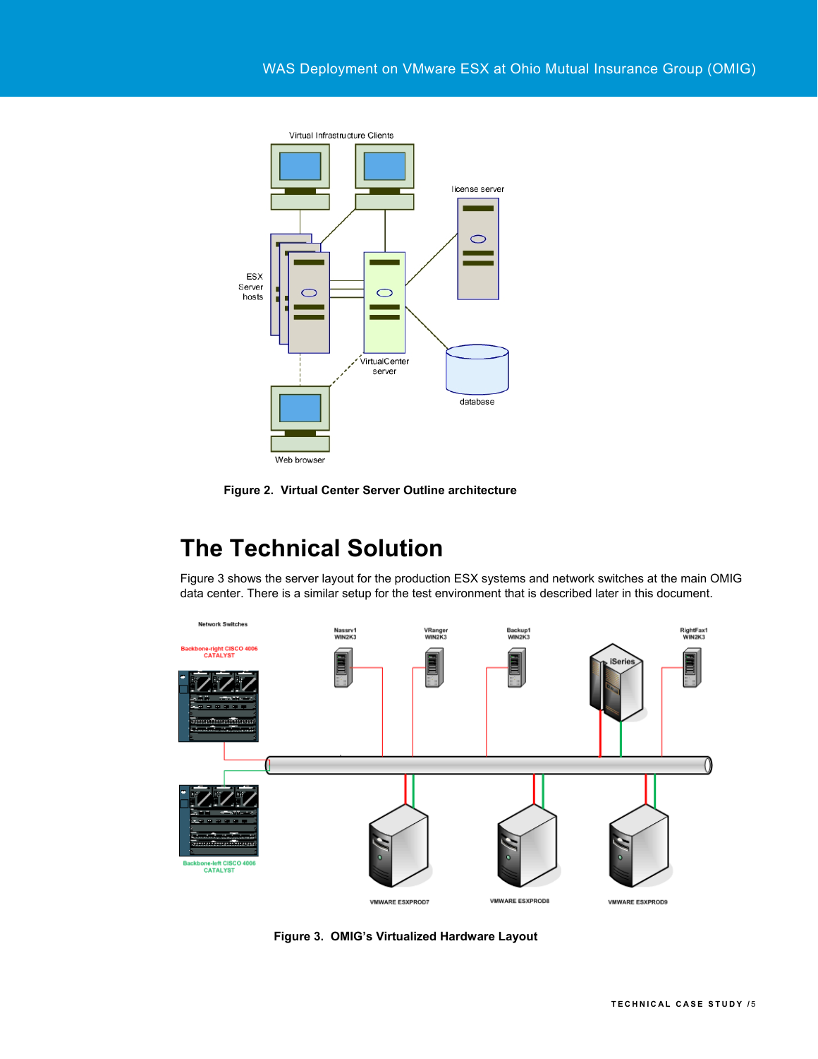**Figure 2. Virtual Center Server Outline architecture**

# The Technical Solution

Figure 3 shows the server layout for the production ESX systems and network switches at the main OMIG data center. There is a similar setup for the test environment that is described later in this document.

**Figure 3. OMIG's Virtualized Hardware Layout**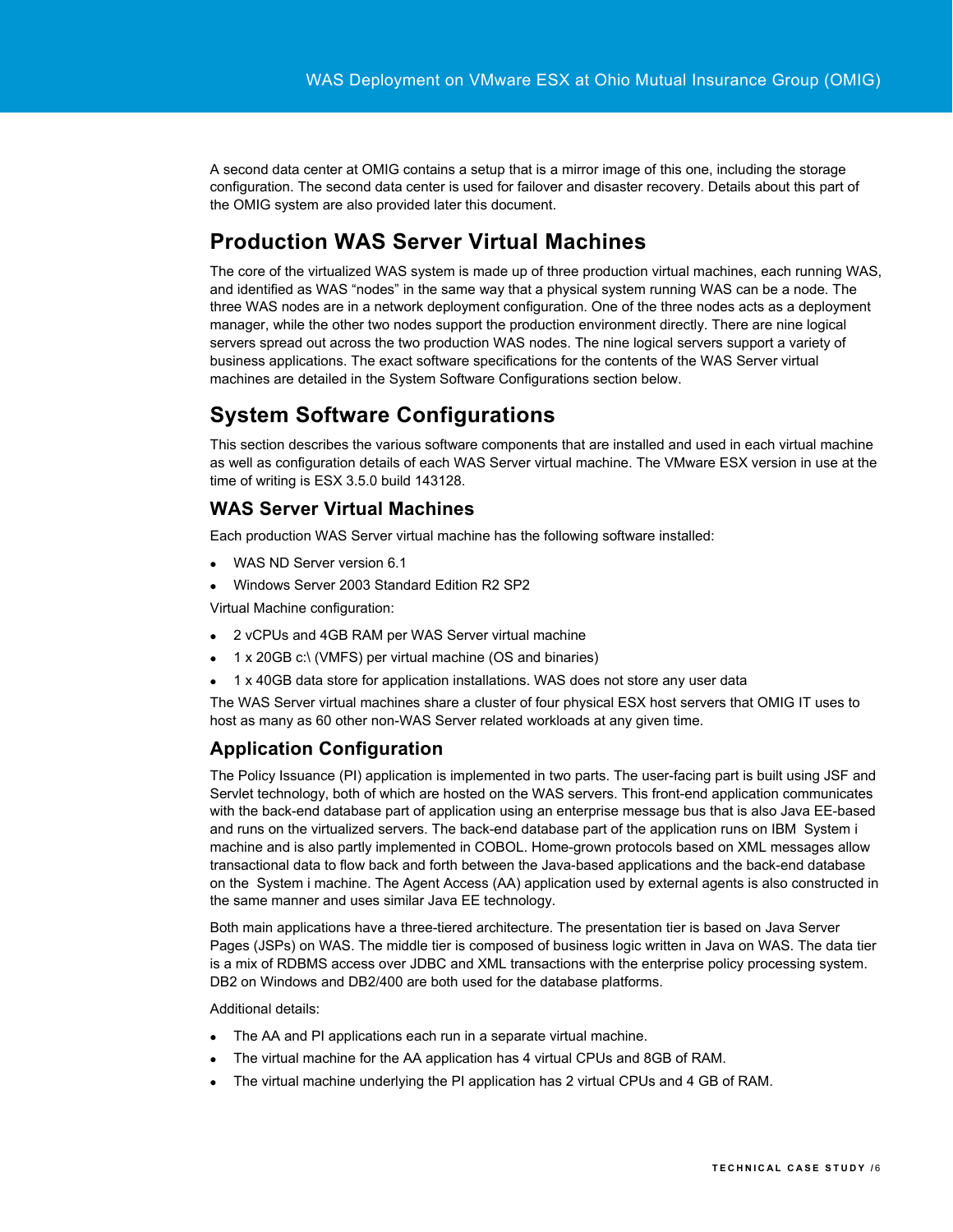A second data center at OMIG contains a setup that is a mirror image of this one, including the storage configuration. The second data center is used for failover and disaster recovery. Details about this part of the OMIG system are also provided later this document.

## Production WAS Server Virtual Machines

The core of the virtualized WAS system is made up of three production virtual machines, each running WAS, and identified as WAS "nodes" in the same way that a physical system running WAS can be a node. The three WAS nodes are in a network deployment configuration. One of the three nodes acts as a deployment manager, while the other two nodes support the production environment directly. There are nine logical servers spread out across the two production WAS nodes. The nine logical servers support a variety of business applications. The exact software specifications for the contents of the WAS Server virtual machines are detailed in the System Software Configurations section below.

## System Software Configurations

This section describes the various software components that are installed and used in each virtual machine as well as configuration details of each WAS Server virtual machine. The VMware ESX version in use at the time of writing is ESX 3.5.0 build 143128.

### WAS Server Virtual Machines

Each production WAS Server virtual machine has the following software installed:

- WAS ND Server version 6.1
- Windows Server 2003 Standard Edition R2 SP2

Virtual Machine configuration:

- 2 vCPUs and 4GB RAM per WAS Server virtual machine
- 1 x 20GB c:\ (VMFS) per virtual machine (OS and binaries)
- 1 x 40GB data store for application installations. WAS does not store any user data

The WAS Server virtual machines share a cluster of four physical ESX host servers that OMIG IT uses to host as many as 60 other non-WAS Server related workloads at any given time.

### Application Configuration

The Policy Issuance (PI) application is implemented in two parts. The user-facing part is built using JSF and Servlet technology, both of which are hosted on the WAS servers. This front-end application communicates with the back-end database part of application using an enterprise message bus that is also Java EE-based and runs on the virtualized servers. The back-end database part of the application runs on IBM System i machine and is also partly implemented in COBOL. Home-grown protocols based on XML messages allow transactional data to flow back and forth between the Java-based applications and the back-end database on the System i machine. The Agent Access (AA) application used by external agents is also constructed in the same manner and uses similar Java EE technology.

Both main applications have a three-tiered architecture. The presentation tier is based on Java Server Pages (JSPs) on WAS. The middle tier is composed of business logic written in Java on WAS. The data tier is a mix of RDBMS access over JDBC and XML transactions with the enterprise policy processing system. DB2 on Windows and DB2/400 are both used for the database platforms.

Additional details:

- The AA and PI applications each run in a separate virtual machine.
- The virtual machine for the AA application has 4 virtual CPUs and 8GB of RAM.
- The virtual machine underlying the PI application has 2 virtual CPUs and 4 GB of RAM.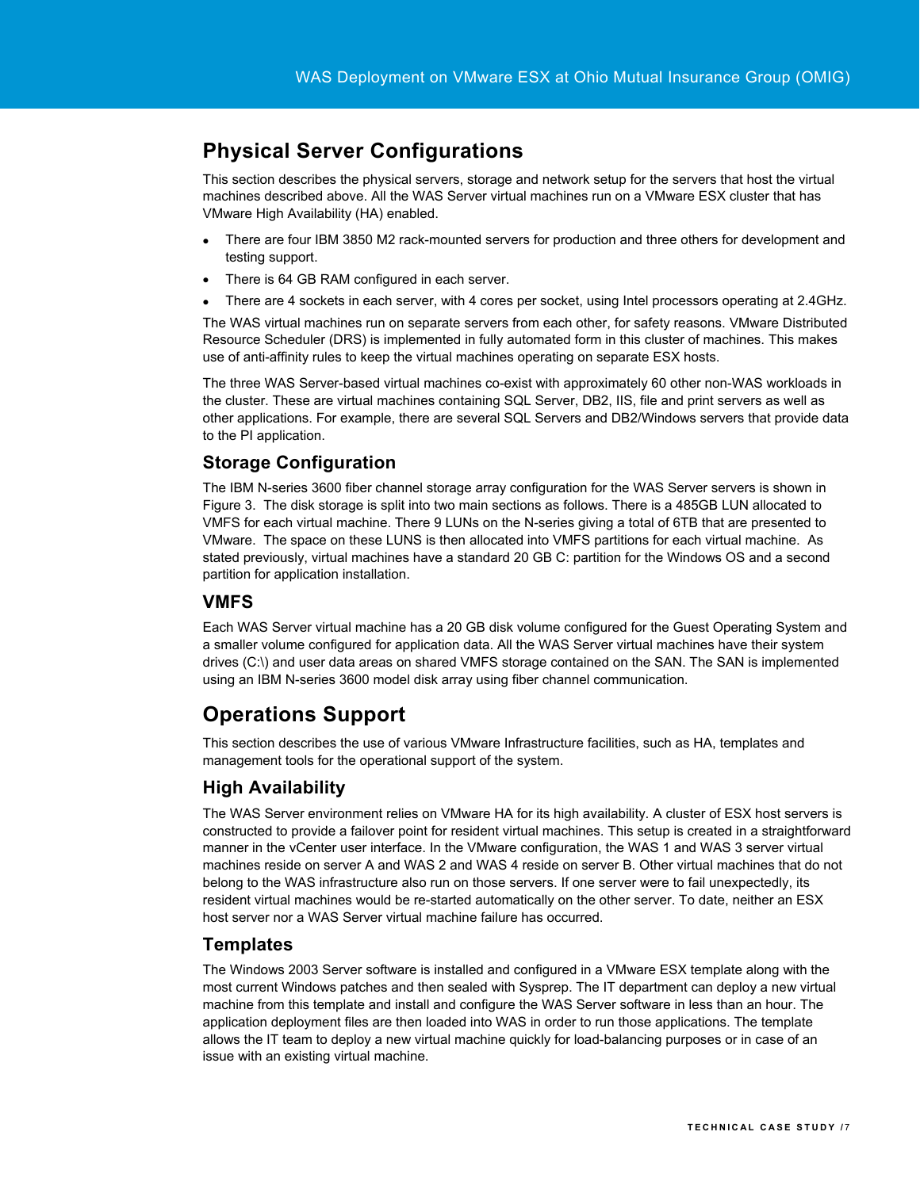## Physical Server Configurations

This section describes the physical servers, storage and network setup for the servers that host the virtual machines described above. All the WAS Server virtual machines run on a VMware ESX cluster that has VMware High Availability (HA) enabled.

- There are four IBM 3850 M2 rack-mounted servers for production and three others for development and testing support.
- There is 64 GB RAM configured in each server.
- There are 4 sockets in each server, with 4 cores per socket, using Intel processors operating at 2.4GHz.

The WAS virtual machines run on separate servers from each other, for safety reasons. VMware Distributed Resource Scheduler (DRS) is implemented in fully automated form in this cluster of machines. This makes use of anti-affinity rules to keep the virtual machines operating on separate ESX hosts.

The three WAS Server-based virtual machines co-exist with approximately 60 other non-WAS workloads in the cluster. These are virtual machines containing SQL Server, DB2, IIS, file and print servers as well as other applications. For example, there are several SQL Servers and DB2/Windows servers that provide data to the PI application.

### Storage Configuration

The IBM N-series 3600 fiber channel storage array configuration for the WAS Server servers is shown in Figure 3. The disk storage is split into two main sections as follows. There is a 485GB LUN allocated to VMFS for each virtual machine. There 9 LUNs on the N-series giving a total of 6TB that are presented to VMware. The space on these LUNS is then allocated into VMFS partitions for each virtual machine. As stated previously, virtual machines have a standard 20 GB C: partition for the Windows OS and a second partition for application installation.

### VMFS

Each WAS Server virtual machine has a 20 GB disk volume configured for the Guest Operating System and a smaller volume configured for application data. All the WAS Server virtual machines have their system drives (C:\) and user data areas on shared VMFS storage contained on the SAN. The SAN is implemented using an IBM N-series 3600 model disk array using fiber channel communication.

## Operations Support

This section describes the use of various VMware Infrastructure facilities, such as HA, templates and management tools for the operational support of the system.

### High Availability

The WAS Server environment relies on VMware HA for its high availability. A cluster of ESX host servers is constructed to provide a failover point for resident virtual machines. This setup is created in a straightforward manner in the vCenter user interface. In the VMware configuration, the WAS 1 and WAS 3 server virtual machines reside on server A and WAS 2 and WAS 4 reside on server B. Other virtual machines that do not belong to the WAS infrastructure also run on those servers. If one server were to fail unexpectedly, its resident virtual machines would be re-started automatically on the other server. To date, neither an ESX host server nor a WAS Server virtual machine failure has occurred.

### Templates

The Windows 2003 Server software is installed and configured in a VMware ESX template along with the most current Windows patches and then sealed with Sysprep. The IT department can deploy a new virtual machine from this template and install and configure the WAS Server software in less than an hour. The application deployment files are then loaded into WAS in order to run those applications. The template allows the IT team to deploy a new virtual machine quickly for load-balancing purposes or in case of an issue with an existing virtual machine.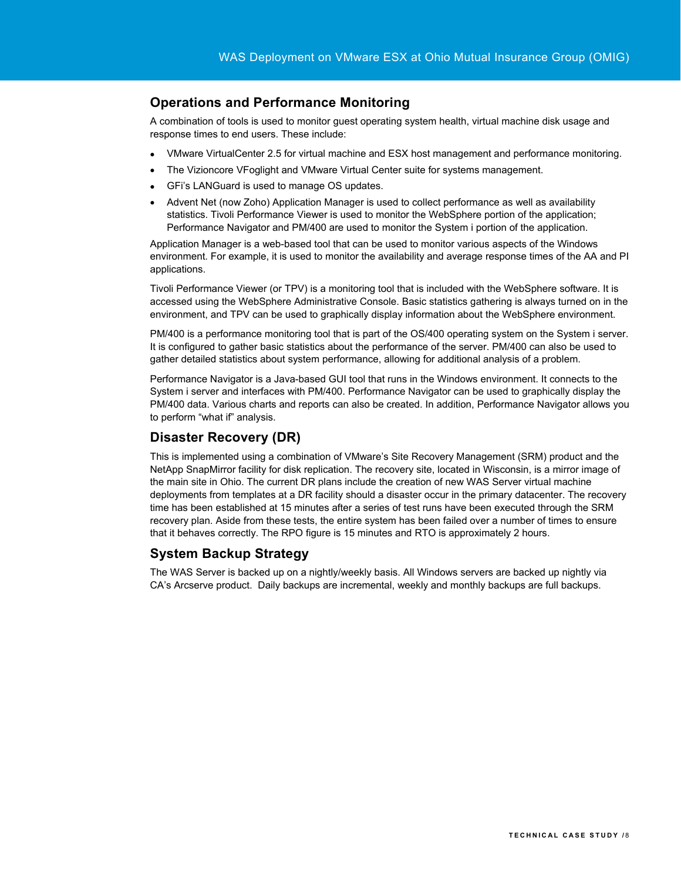## Operations and Performance Monitoring

A combination of tools is used to monitor guest operating system health, virtual machine disk usage and response times to end users. These include:

- VMware VirtualCenter 2.5 for virtual machine and ESX host management and performance monitoring.
- The Vizioncore VFoglight and VMware Virtual Center suite for systems management.
- GFi's LANGuard is used to manage OS updates.
- Advent Net (now Zoho) Application Manager is used to collect performance as well as availability statistics. Tivoli Performance Viewer is used to monitor the WebSphere portion of the application; Performance Navigator and PM/400 are used to monitor the System i portion of the application.

Application Manager is a web-based tool that can be used to monitor various aspects of the Windows environment. For example, it is used to monitor the availability and average response times of the AA and PI applications.

Tivoli Performance Viewer (or TPV) is a monitoring tool that is included with the WebSphere software. It is accessed using the WebSphere Administrative Console. Basic statistics gathering is always turned on in the environment, and TPV can be used to graphically display information about the WebSphere environment.

PM/400 is a performance monitoring tool that is part of the OS/400 operating system on the System i server. It is configured to gather basic statistics about the performance of the server. PM/400 can also be used to gather detailed statistics about system performance, allowing for additional analysis of a problem.

Performance Navigator is a Java-based GUI tool that runs in the Windows environment. It connects to the System i server and interfaces with PM/400. Performance Navigator can be used to graphically display the PM/400 data. Various charts and reports can also be created. In addition, Performance Navigator allows you to perform "what if" analysis.

## Disaster Recovery (DR)

This is implemented using a combination of VMware's Site Recovery Management (SRM) product and the NetApp SnapMirror facility for disk replication. The recovery site, located in Wisconsin, is a mirror image of the main site in Ohio. The current DR plans include the creation of new WAS Server virtual machine deployments from templates at a DR facility should a disaster occur in the primary datacenter. The recovery time has been established at 15 minutes after a series of test runs have been executed through the SRM recovery plan. Aside from these tests, the entire system has been failed over a number of times to ensure that it behaves correctly. The RPO figure is 15 minutes and RTO is approximately 2 hours.

## System Backup Strategy

The WAS Server is backed up on a nightly/weekly basis. All Windows servers are backed up nightly via CA's Arcserve product. Daily backups are incremental, weekly and monthly backups are full backups.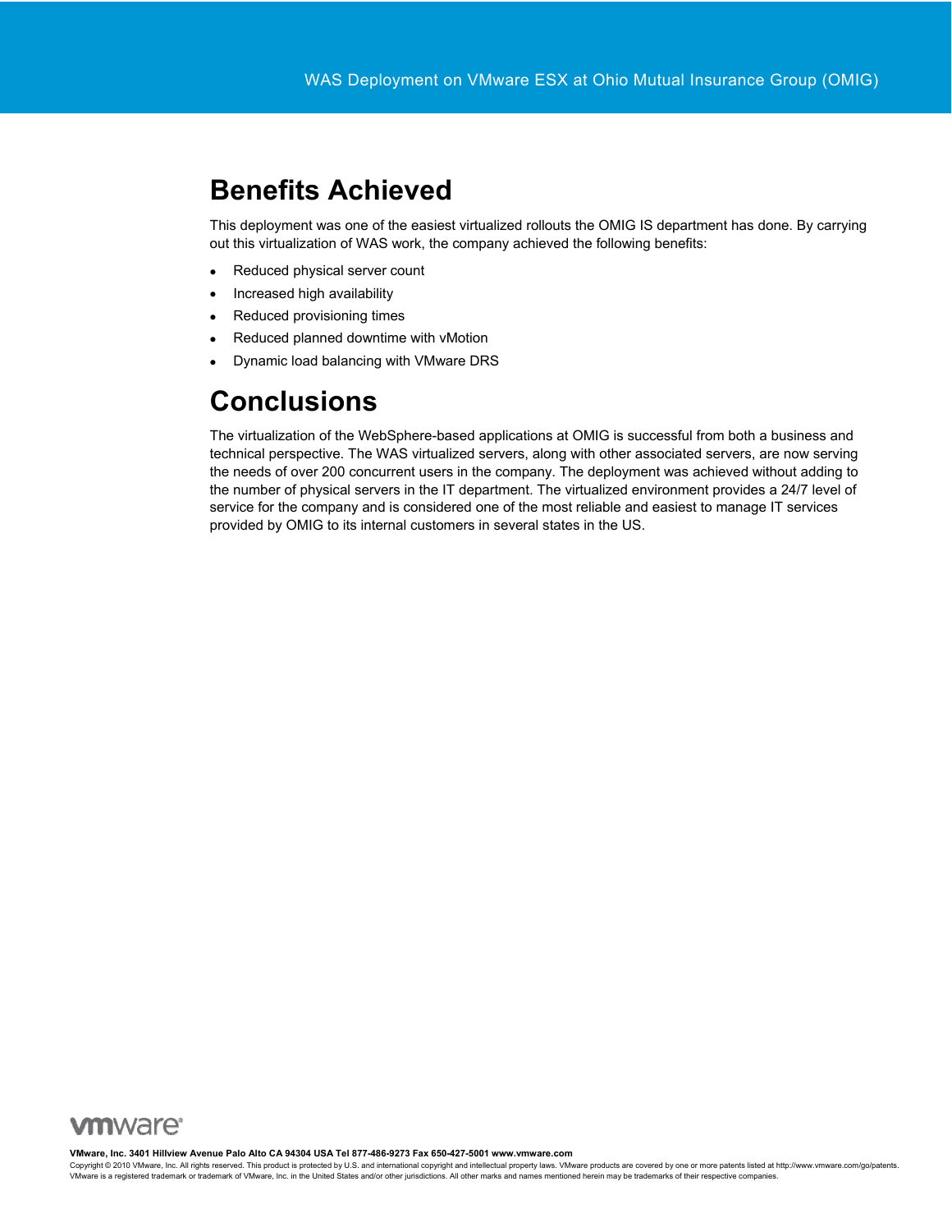## Benefits Achieved

This deployment was one of the easiest virtualized rollouts the OMIG IS department has done. By carrying out this virtualization of WAS work, the company achieved the following benefits:

- Reduced physical server count
- Increased high availability
- Reduced provisioning times
- Reduced planned downtime with vMotion
- Dynamic load balancing with VMware DRS

## Conclusions

The virtualization of the WebSphere-based applications at OMIG is successful from both a business and technical perspective. The WAS virtualized servers, along with other associated servers, are now serving the needs of over 200 concurrent users in the company. The deployment was achieved without adding to the number of physical servers in the IT department. The virtualized environment provides a 24/7 level of service for the company and is considered one of the most reliable and easiest to manage IT services provided by OMIG to its internal customers in several states in the US.

**VMware, Inc. 3401 Hillview Avenue Palo Alto CA 94304 USA Tel 877-486-9273 Fax 650-427-5001 www.vmware.com**

Copyright © 2010 VMware, Inc. All rights reserved. This product is protected by U.S. and international copyright and intellectual property laws. VMware products are covered by one or more patents listed at http://www.vmware.com/go/patents. VMware is a registered trademark or trademark of VMware, Inc. in the United States and/or other jurisdictions. All other marks and names mentioned herein may be trademarks of their respective companies.